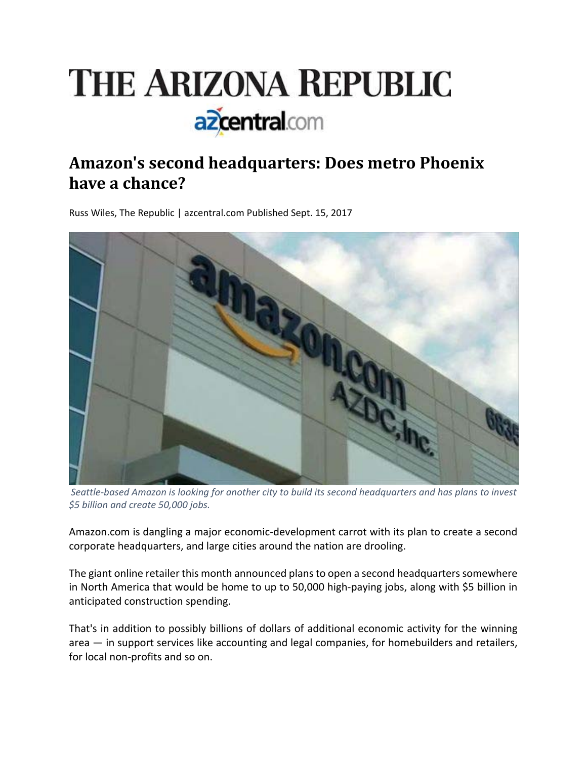# THE ARIZONA REPUBLIC

azcentral.com

## Amazon's second headquarters: Does metro Phoenix have a chance?

Russ Wiles, The Republic | azcentral.com Published Sept. 15, 2017

*Seattle-based Amazon is looking for another city to build its second headquarters and has plans to invest $5 billion and create 50,000 jobs.*

Amazon.com is dangling a major economic-development carrot with its plan to create a second corporate headquarters, and large cities around the nation are drooling.

The giant online retailer this month announced plans to open a second headquarters somewhere in North America that would be home to up to 50,000 high-paying jobs, along with $5 billion in anticipated construction spending.

That's in addition to possibly billions of dollars of additional economic activity for the winning area — in support services like accounting and legal companies, for homebuilders and retailers, for local non-profits and so on.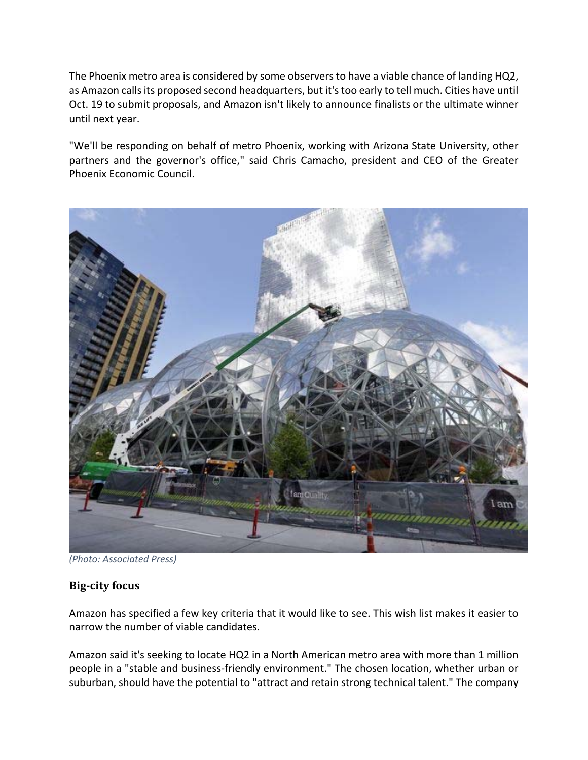The Phoenix metro area is considered by some observers to have a viable chance of landing HQ2, as Amazon calls its proposed second headquarters, but it's too early to tell much. Cities have until Oct. 19 to submit proposals, and Amazon isn't likely to announce finalists or the ultimate winner until next year.

"We'll be responding on behalf of metro Phoenix, working with Arizona State University, other partners and the governor's office," said Chris Camacho, president and CEO of the Greater Phoenix Economic Council.

*(Photo: Associated Press)*

### Big-city focus

Amazon has specified a few key criteria that it would like to see. This wish list makes it easier to narrow the number of viable candidates.

Amazon said it's seeking to locate HQ2 in a North American metro area with more than 1 million people in a "stable and business-friendly environment." The chosen location, whether urban or suburban, should have the potential to "attract and retain strong technical talent." The company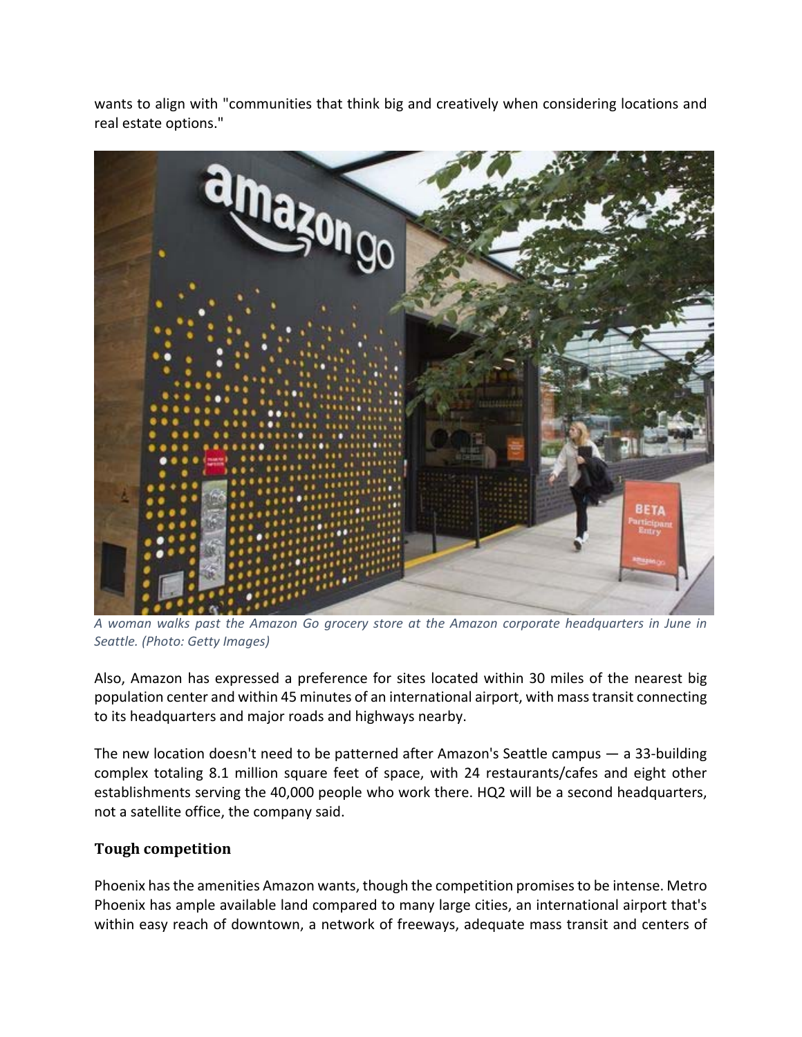wants to align with "communities that think big and creatively when considering locations and real estate options."

*A woman walks past the Amazon Go grocery store at the Amazon corporate headquarters in June in Seattle. (Photo: Getty Images)*

Also, Amazon has expressed a preference for sites located within 30 miles of the nearest big population center and within 45 minutes of an international airport, with mass transit connecting to its headquarters and major roads and highways nearby.

The new location doesn't need to be patterned after Amazon's Seattle campus — a 33-building complex totaling 8.1 million square feet of space, with 24 restaurants/cafes and eight other establishments serving the 40,000 people who work there. HQ2 will be a second headquarters, not a satellite office, the company said.

### Tough competition

Phoenix has the amenities Amazon wants, though the competition promises to be intense. Metro Phoenix has ample available land compared to many large cities, an international airport that's within easy reach of downtown, a network of freeways, adequate mass transit and centers of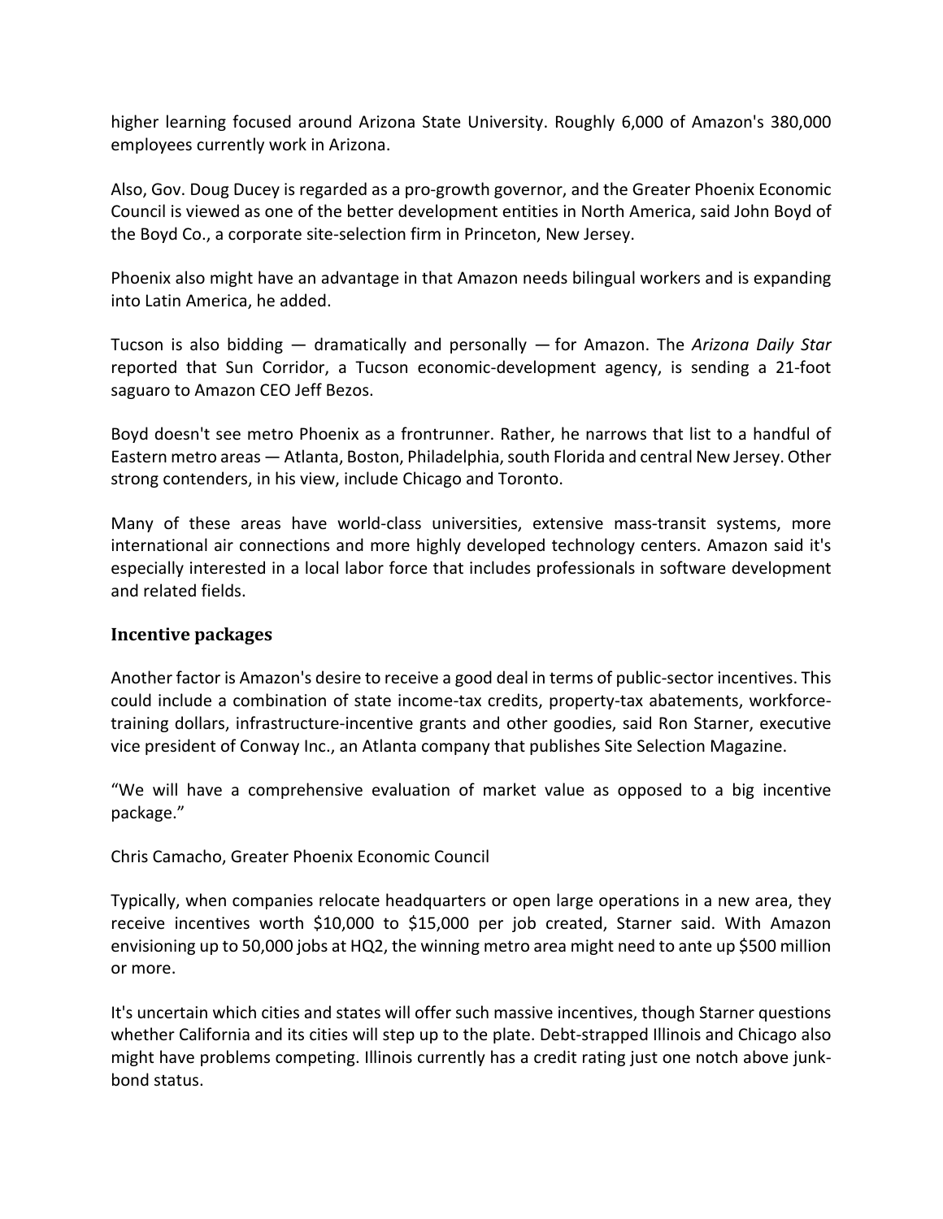higher learning focused around Arizona State University. Roughly 6,000 of Amazon's 380,000 employees currently work in Arizona.

Also, Gov. Doug Ducey is regarded as a pro-growth governor, and the Greater Phoenix Economic Council is viewed as one of the better development entities in North America, said John Boyd of the Boyd Co., a corporate site-selection firm in Princeton, New Jersey.

Phoenix also might have an advantage in that Amazon needs bilingual workers and is expanding into Latin America, he added.

Tucson is also bidding — dramatically and personally — for Amazon. The *Arizona Daily Star* reported that Sun Corridor, a Tucson economic-development agency, is sending a 21-foot saguaro to Amazon CEO Jeff Bezos.

Boyd doesn't see metro Phoenix as a frontrunner. Rather, he narrows that list to a handful of Eastern metro areas — Atlanta, Boston, Philadelphia, south Florida and central New Jersey. Other strong contenders, in his view, include Chicago and Toronto.

Many of these areas have world-class universities, extensive mass-transit systems, more international air connections and more highly developed technology centers. Amazon said it's especially interested in a local labor force that includes professionals in software development and related fields.

### Incentive packages

Another factor is Amazon's desire to receive a good deal in terms of public-sector incentives. This could include a combination of state income-tax credits, property-tax abatements, workforce-training dollars, infrastructure-incentive grants and other goodies, said Ron Starner, executive vice president of Conway Inc., an Atlanta company that publishes Site Selection Magazine.

"We will have a comprehensive evaluation of market value as opposed to a big incentive package."

Chris Camacho, Greater Phoenix Economic Council

Typically, when companies relocate headquarters or open large operations in a new area, they receive incentives worth $10,000 to $15,000 per job created, Starner said. With Amazon envisioning up to 50,000 jobs at HQ2, the winning metro area might need to ante up $500 million or more.

It's uncertain which cities and states will offer such massive incentives, though Starner questions whether California and its cities will step up to the plate. Debt-strapped Illinois and Chicago also might have problems competing. Illinois currently has a credit rating just one notch above junk-bond status.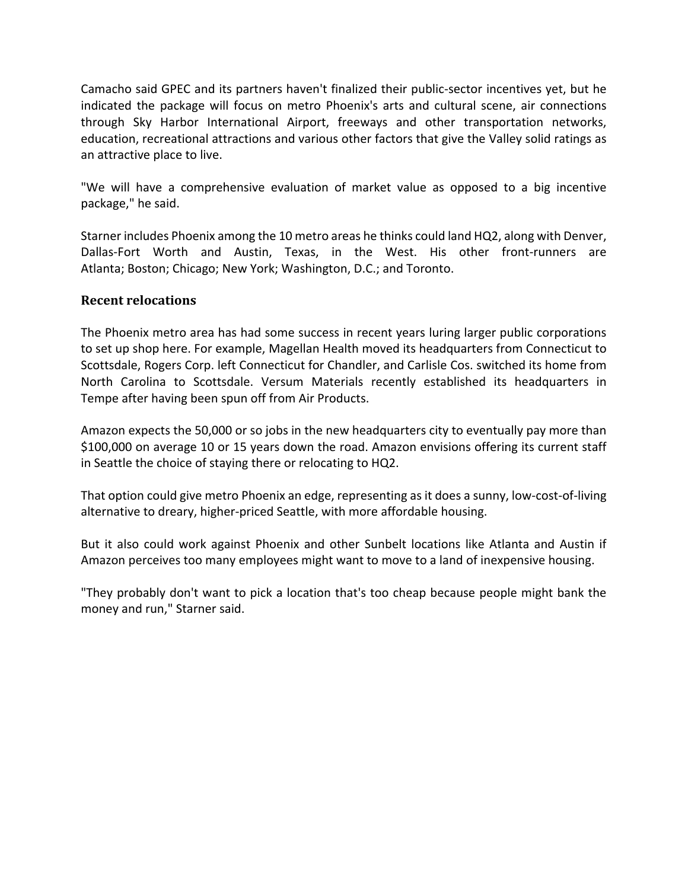Camacho said GPEC and its partners haven't finalized their public-sector incentives yet, but he indicated the package will focus on metro Phoenix's arts and cultural scene, air connections through Sky Harbor International Airport, freeways and other transportation networks, education, recreational attractions and various other factors that give the Valley solid ratings as an attractive place to live.

"We will have a comprehensive evaluation of market value as opposed to a big incentive package," he said.

Starner includes Phoenix among the 10 metro areas he thinks could land HQ2, along with Denver, Dallas-Fort Worth and Austin, Texas, in the West. His other front-runners are Atlanta; Boston; Chicago; New York; Washington, D.C.; and Toronto.

### Recent relocations

The Phoenix metro area has had some success in recent years luring larger public corporations to set up shop here. For example, Magellan Health moved its headquarters from Connecticut to Scottsdale, Rogers Corp. left Connecticut for Chandler, and Carlisle Cos. switched its home from North Carolina to Scottsdale. Versum Materials recently established its headquarters in Tempe after having been spun off from Air Products.

Amazon expects the 50,000 or so jobs in the new headquarters city to eventually pay more than $100,000 on average 10 or 15 years down the road. Amazon envisions offering its current staff in Seattle the choice of staying there or relocating to HQ2.

That option could give metro Phoenix an edge, representing as it does a sunny, low-cost-of-living alternative to dreary, higher-priced Seattle, with more affordable housing.

But it also could work against Phoenix and other Sunbelt locations like Atlanta and Austin if Amazon perceives too many employees might want to move to a land of inexpensive housing.

"They probably don't want to pick a location that's too cheap because people might bank the money and run," Starner said.